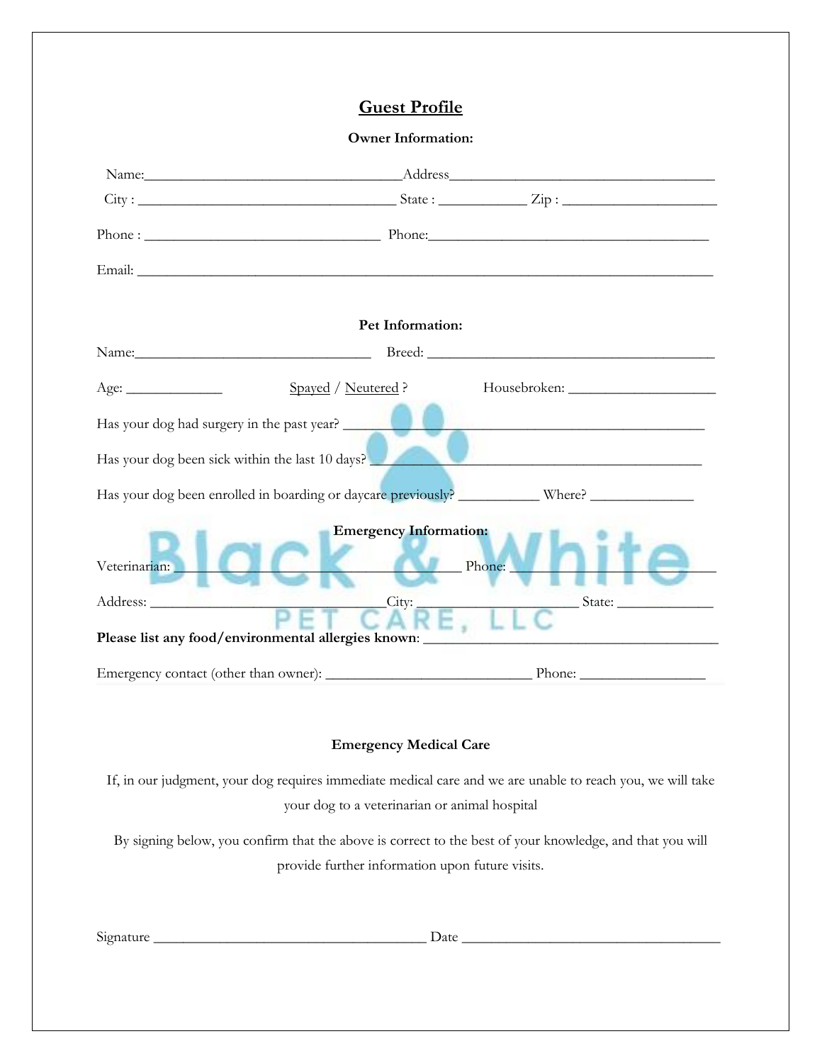## Guest Profile

**Owner Information:**

Name:__________________________________Address___________________________________

City : __________________________________ State : ___________ Zip : ____________________

Phone : _______________________________ Phone:_____________________________________

Email: ____________________________________________________________________________

**Pet Information:**

Name:_______________________________ Breed: _____________________________________

Age: ____________ Spayed / Neutered ? Housebroken: ___________________

Has your dog had surgery in the past year? _________________________________________________

Has your dog been sick within the last 10 days? _____________________________________________

Has your dog been enrolled in boarding or daycare previously? __________ Where? _____________

**Emergency Information:**

Veterinarian: _______________________________________ Phone: ___________________________

Address: ______________________________City: _____________________ State: _____________

**Please list any food/environmental allergies known**: _______________________________________

Emergency contact (other than owner): ___________________________ Phone: ________________

**Emergency Medical Care**

If, in our judgment, your dog requires immediate medical care and we are unable to reach you, we will take your dog to a veterinarian or animal hospital

By signing below, you confirm that the above is correct to the best of your knowledge, and that you will provide further information upon future visits.

Signature ____________________________________ Date ___________________________________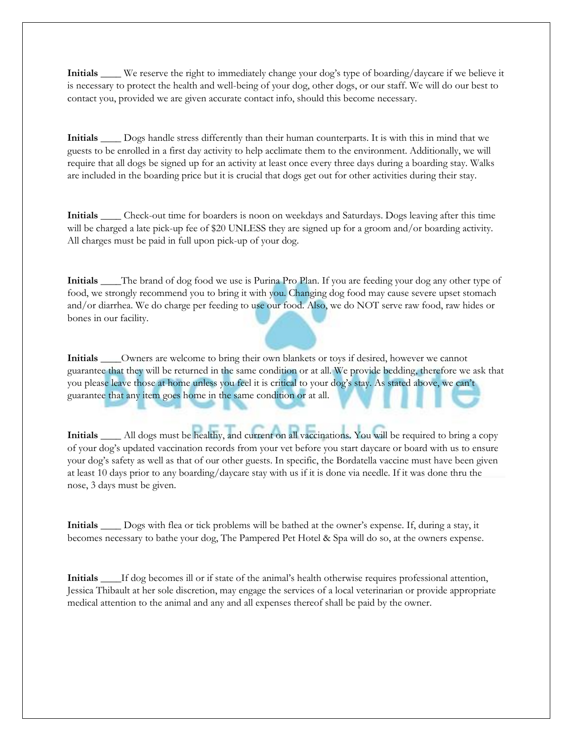**Initials \_\_\_\_** We reserve the right to immediately change your dog's type of boarding/daycare if we believe it is necessary to protect the health and well-being of your dog, other dogs, or our staff. We will do our best to contact you, provided we are given accurate contact info, should this become necessary.

**Initials \_\_\_\_** Dogs handle stress differently than their human counterparts. It is with this in mind that we guests to be enrolled in a first day activity to help acclimate them to the environment. Additionally, we will require that all dogs be signed up for an activity at least once every three days during a boarding stay. Walks are included in the boarding price but it is crucial that dogs get out for other activities during their stay.

**Initials \_\_\_\_** Check-out time for boarders is noon on weekdays and Saturdays. Dogs leaving after this time will be charged a late pick-up fee of $20 UNLESS they are signed up for a groom and/or boarding activity. All charges must be paid in full upon pick-up of your dog.

**Initials \_\_\_\_**The brand of dog food we use is Purina Pro Plan. If you are feeding your dog any other type of food, we strongly recommend you to bring it with you. Changing dog food may cause severe upset stomach and/or diarrhea. We do charge per feeding to use our food. Also, we do NOT serve raw food, raw hides or bones in our facility.

**Initials \_\_\_\_**Owners are welcome to bring their own blankets or toys if desired, however we cannot guarantee that they will be returned in the same condition or at all. We provide bedding, therefore we ask that you please leave those at home unless you feel it is critical to your dog's stay. As stated above, we can't guarantee that any item goes home in the same condition or at all.

**Initials \_\_\_\_** All dogs must be healthy, and current on all vaccinations. You will be required to bring a copy of your dog's updated vaccination records from your vet before you start daycare or board with us to ensure your dog's safety as well as that of our other guests. In specific, the Bordatella vaccine must have been given at least 10 days prior to any boarding/daycare stay with us if it is done via needle. If it was done thru the nose, 3 days must be given.

**Initials \_\_\_\_** Dogs with flea or tick problems will be bathed at the owner's expense. If, during a stay, it becomes necessary to bathe your dog, The Pampered Pet Hotel & Spa will do so, at the owners expense.

**Initials \_\_\_\_**If dog becomes ill or if state of the animal's health otherwise requires professional attention, Jessica Thibault at her sole discretion, may engage the services of a local veterinarian or provide appropriate medical attention to the animal and any and all expenses thereof shall be paid by the owner.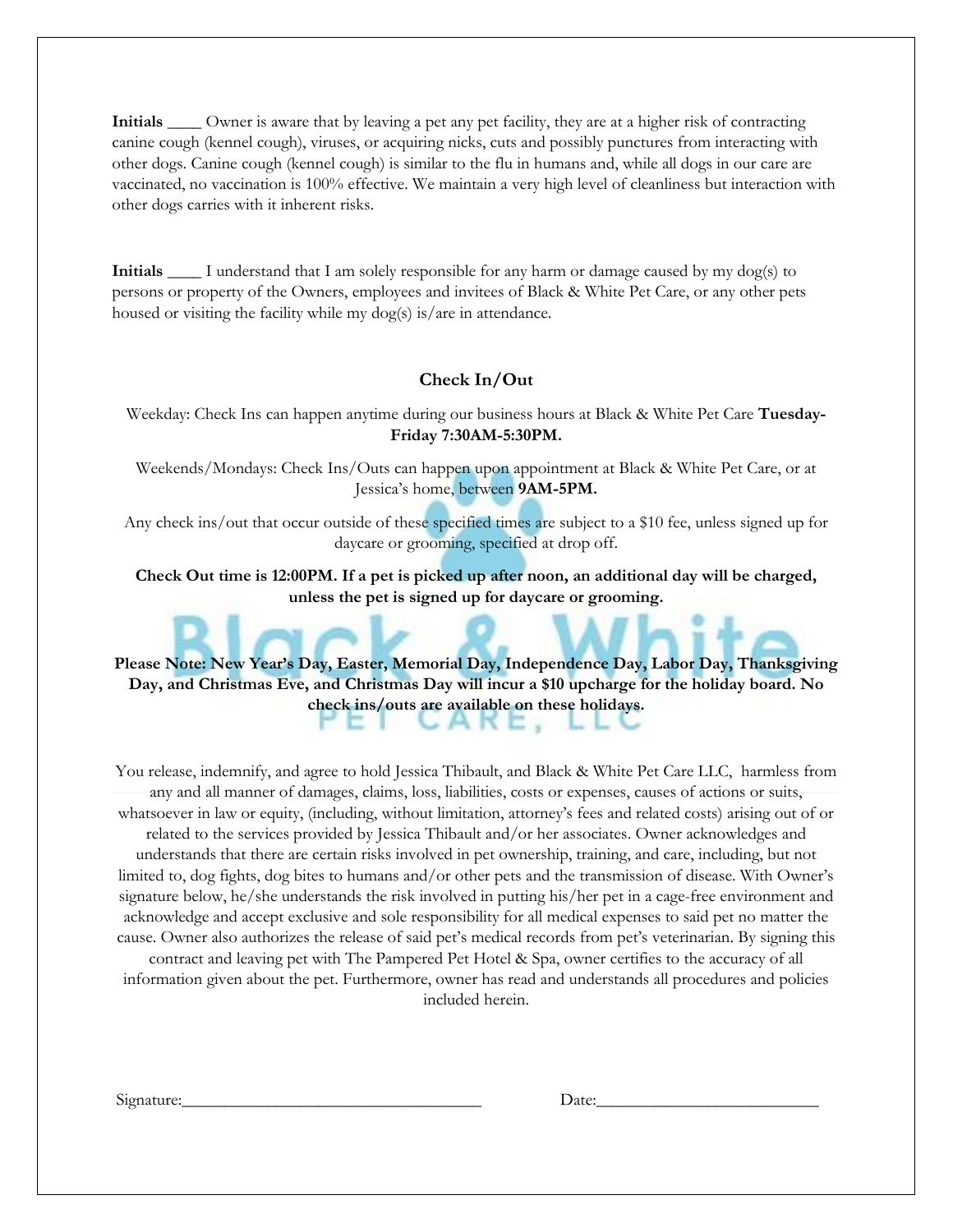**Initials ____** Owner is aware that by leaving a pet any pet facility, they are at a higher risk of contracting canine cough (kennel cough), viruses, or acquiring nicks, cuts and possibly punctures from interacting with other dogs. Canine cough (kennel cough) is similar to the flu in humans and, while all dogs in our care are vaccinated, no vaccination is 100% effective. We maintain a very high level of cleanliness but interaction with other dogs carries with it inherent risks.

**Initials ____** I understand that I am solely responsible for any harm or damage caused by my dog(s) to persons or property of the Owners, employees and invitees of Black & White Pet Care, or any other pets housed or visiting the facility while my dog(s) is/are in attendance.

## Check In/Out

Weekday: Check Ins can happen anytime during our business hours at Black & White Pet Care **Tuesday-Friday 7:30AM-5:30PM.**

Weekends/Mondays: Check Ins/Outs can happen upon appointment at Black & White Pet Care, or at Jessica's home, between **9AM-5PM.**

Any check ins/out that occur outside of these specified times are subject to a $10 fee, unless signed up for daycare or grooming, specified at drop off.

**Check Out time is 12:00PM. If a pet is picked up after noon, an additional day will be charged, unless the pet is signed up for daycare or grooming.**

**Please Note: New Year's Day, Easter, Memorial Day, Independence Day, Labor Day, Thanksgiving Day, and Christmas Eve, and Christmas Day will incur a $10 upcharge for the holiday board. No check ins/outs are available on these holidays.**

You release, indemnify, and agree to hold Jessica Thibault, and Black & White Pet Care LLC, harmless from any and all manner of damages, claims, loss, liabilities, costs or expenses, causes of actions or suits, whatsoever in law or equity, (including, without limitation, attorney's fees and related costs) arising out of or related to the services provided by Jessica Thibault and/or her associates. Owner acknowledges and understands that there are certain risks involved in pet ownership, training, and care, including, but not limited to, dog fights, dog bites to humans and/or other pets and the transmission of disease. With Owner's signature below, he/she understands the risk involved in putting his/her pet in a cage-free environment and acknowledge and accept exclusive and sole responsibility for all medical expenses to said pet no matter the cause. Owner also authorizes the release of said pet's medical records from pet's veterinarian. By signing this contract and leaving pet with The Pampered Pet Hotel & Spa, owner certifies to the accuracy of all information given about the pet. Furthermore, owner has read and understands all procedures and policies included herein.

Signature:______________________________ Date:______________________